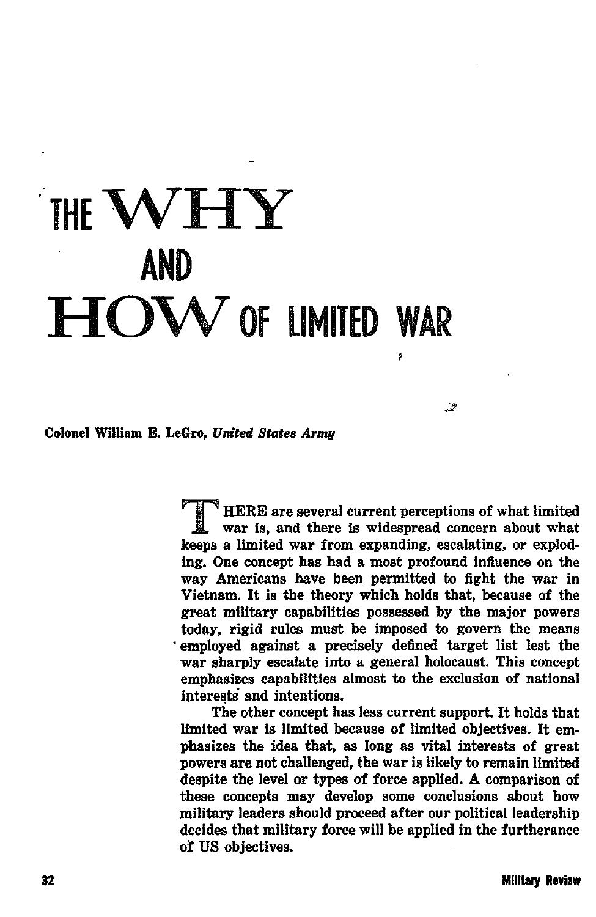# THE WHY AND HOW OF LIMITED WAR

**Colonel William E. LeGro,** ***United States Army***

THERE are several current perceptions of what limited war is, and there is widespread concern about what keeps a limited war from expanding, escalating, or exploding. One concept has had a most profound influence on the way Americans have been permitted to fight the war in Vietnam. It is the theory which holds that, because of the great military capabilities possessed by the major powers today, rigid rules must be imposed to govern the means employed against a precisely defined target list lest the war sharply escalate into a general holocaust. This concept emphasizes capabilities almost to the exclusion of national interests and intentions.

The other concept has less current support. It holds that limited war is limited because of limited objectives. It emphasizes the idea that, as long as vital interests of great powers are not challenged, the war is likely to remain limited despite the level or types of force applied. A comparison of these concepts may develop some conclusions about how military leaders should proceed after our political leadership decides that military force will be applied in the furtherance of US objectives.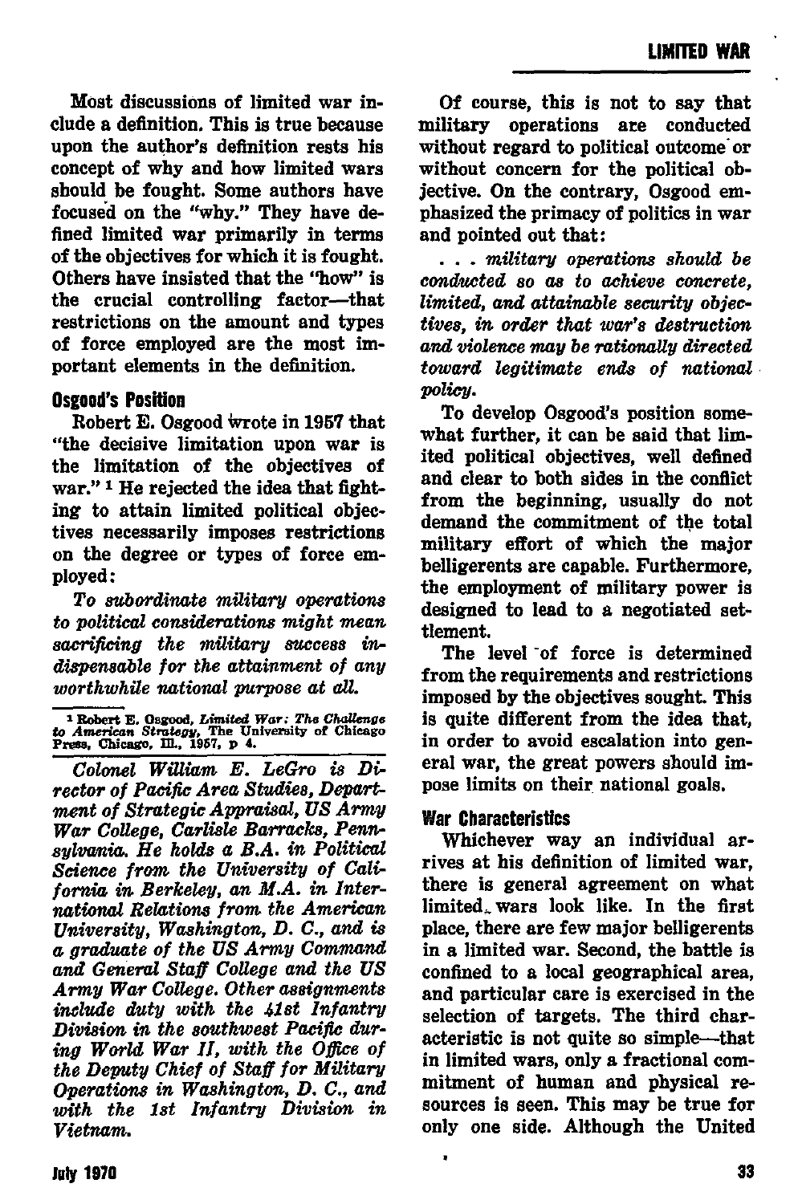Most discussions of limited war include a definition. This is true because upon the author's definition rests his concept of why and how limited wars should be fought. Some authors have focused on the "why." They have defined limited war primarily in terms of the objectives for which it is fought. Others have insisted that the "how" is the crucial controlling factor—that restrictions on the amount and types of force employed are the most important elements in the definition.

### Osgood's Position

Robert E. Osgood wrote in 1957 that "the decisive limitation upon war is the limitation of the objectives of war." [1] He rejected the idea that fighting to attain limited political objectives necessarily imposes restrictions on the degree or types of force employed:

*To subordinate military operations to political considerations might mean sacrificing the military success indispensable for the attainment of any worthwhile national purpose at all.*

[1] Robert E. Osgood, *Limited War: The Challenge to American Strategy*, The University of Chicago Press, Chicago, Ill., 1957, p 4.

*Colonel William E. LeGro is Director of Pacific Area Studies, Department of Strategic Appraisal, US Army War College, Carlisle Barracks, Pennsylvania. He holds a B.A. in Political Science from the University of California in Berkeley, an M.A. in International Relations from the American University, Washington, D. C., and is a graduate of the US Army Command and General Staff College and the US Army War College. Other assignments include duty with the 41st Infantry Division in the southwest Pacific during World War II, with the Office of the Deputy Chief of Staff for Military Operations in Washington, D. C., and with the 1st Infantry Division in Vietnam.*

Of course, this is not to say that military operations are conducted without regard to political outcome or without concern for the political objective. On the contrary, Osgood emphasized the primacy of politics in war and pointed out that:

*. . . military operations should be conducted so as to achieve concrete, limited, and attainable security objectives, in order that war's destruction and violence may be rationally directed toward legitimate ends of national policy.*

To develop Osgood's position somewhat further, it can be said that limited political objectives, well defined and clear to both sides in the conflict from the beginning, usually do not demand the commitment of the total military effort of which the major belligerents are capable. Furthermore, the employment of military power is designed to lead to a negotiated settlement.

The level of force is determined from the requirements and restrictions imposed by the objectives sought. This is quite different from the idea that, in order to avoid escalation into general war, the great powers should impose limits on their national goals.

### War Characteristics

Whichever way an individual arrives at his definition of limited war, there is general agreement on what limited wars look like. In the first place, there are few major belligerents in a limited war. Second, the battle is confined to a local geographical area, and particular care is exercised in the selection of targets. The third characteristic is not quite so simple—that in limited wars, only a fractional commitment of human and physical resources is seen. This may be true for only one side. Although the United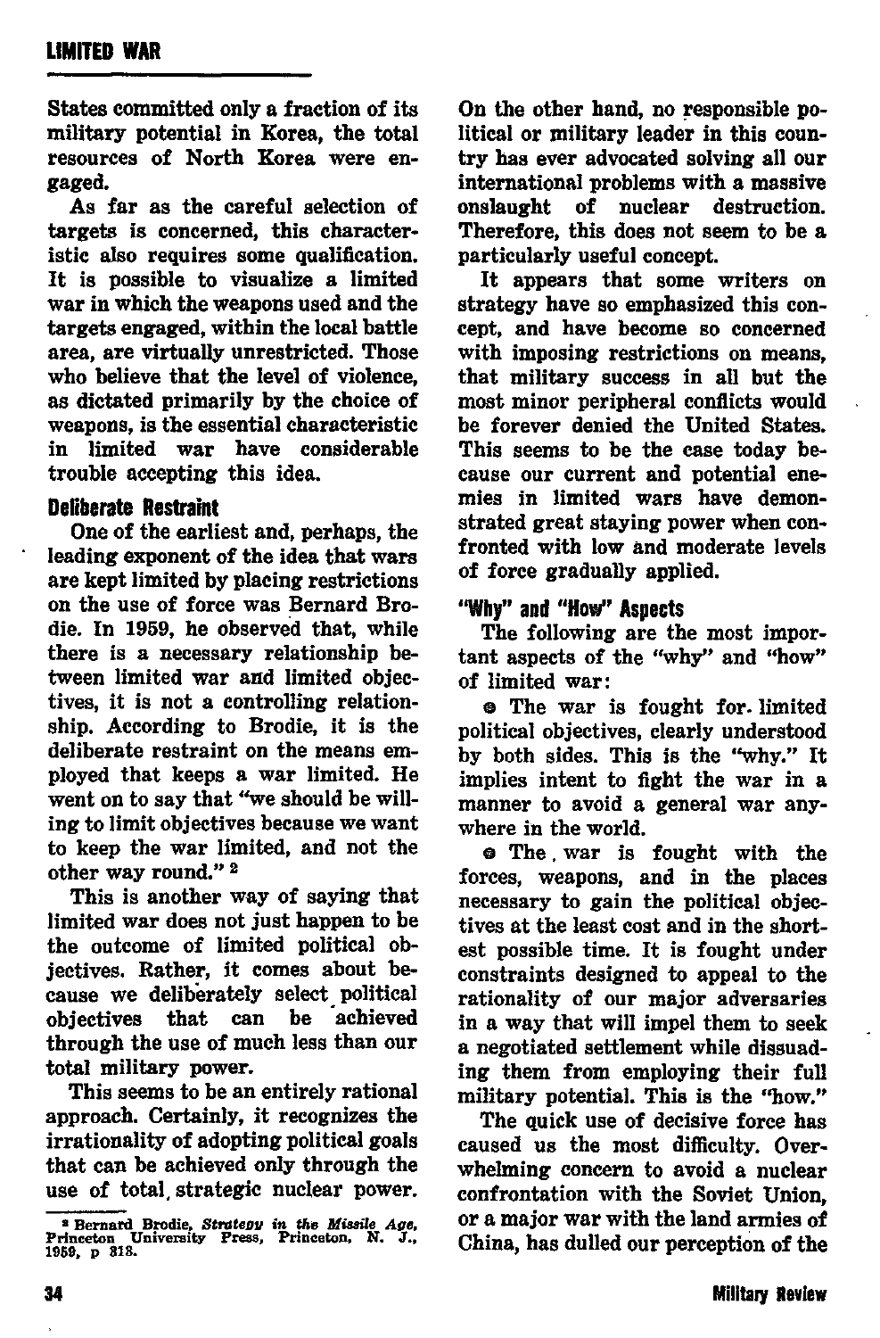States committed only a fraction of its military potential in Korea, the total resources of North Korea were engaged.

As far as the careful selection of targets is concerned, this characteristic also requires some qualification. It is possible to visualize a limited war in which the weapons used and the targets engaged, within the local battle area, are virtually unrestricted. Those who believe that the level of violence, as dictated primarily by the choice of weapons, is the essential characteristic in limited war have considerable trouble accepting this idea.

### Deliberate Restraint

One of the earliest and, perhaps, the leading exponent of the idea that wars are kept limited by placing restrictions on the use of force was Bernard Brodie. In 1959, he observed that, while there is a necessary relationship between limited war and limited objectives, it is not a controlling relationship. According to Brodie, it is the deliberate restraint on the means employed that keeps a war limited. He went on to say that "we should be willing to limit objectives because we want to keep the war limited, and not the other way round." [2]

This is another way of saying that limited war does not just happen to be the outcome of limited political objectives. Rather, it comes about because we deliberately select political objectives that can be achieved through the use of much less than our total military power.

This seems to be an entirely rational approach. Certainly, it recognizes the irrationality of adopting political goals that can be achieved only through the use of total strategic nuclear power. On the other hand, no responsible political or military leader in this country has ever advocated solving all our international problems with a massive onslaught of nuclear destruction. Therefore, this does not seem to be a particularly useful concept.

It appears that some writers on strategy have so emphasized this concept, and have become so concerned with imposing restrictions on means, that military success in all but the most minor peripheral conflicts would be forever denied the United States. This seems to be the case today because our current and potential enemies in limited wars have demonstrated great staying power when confronted with low and moderate levels of force gradually applied.

### "Why" and "How" Aspects

The following are the most important aspects of the "why" and "how" of limited war:

- The war is fought for limited political objectives, clearly understood by both sides. This is the "why." It implies intent to fight the war in a manner to avoid a general war anywhere in the world.
- The war is fought with the forces, weapons, and in the places necessary to gain the political objectives at the least cost and in the shortest possible time. It is fought under constraints designed to appeal to the rationality of our major adversaries in a way that will impel them to seek a negotiated settlement while dissuading them from employing their full military potential. This is the "how."

The quick use of decisive force has caused us the most difficulty. Overwhelming concern to avoid a nuclear confrontation with the Soviet Union, or a major war with the land armies of China, has dulled our perception of the

[2] Bernard Brodie, *Strategy in the Missile Age*, Princeton University Press, Princeton, N. J., 1959, p 318.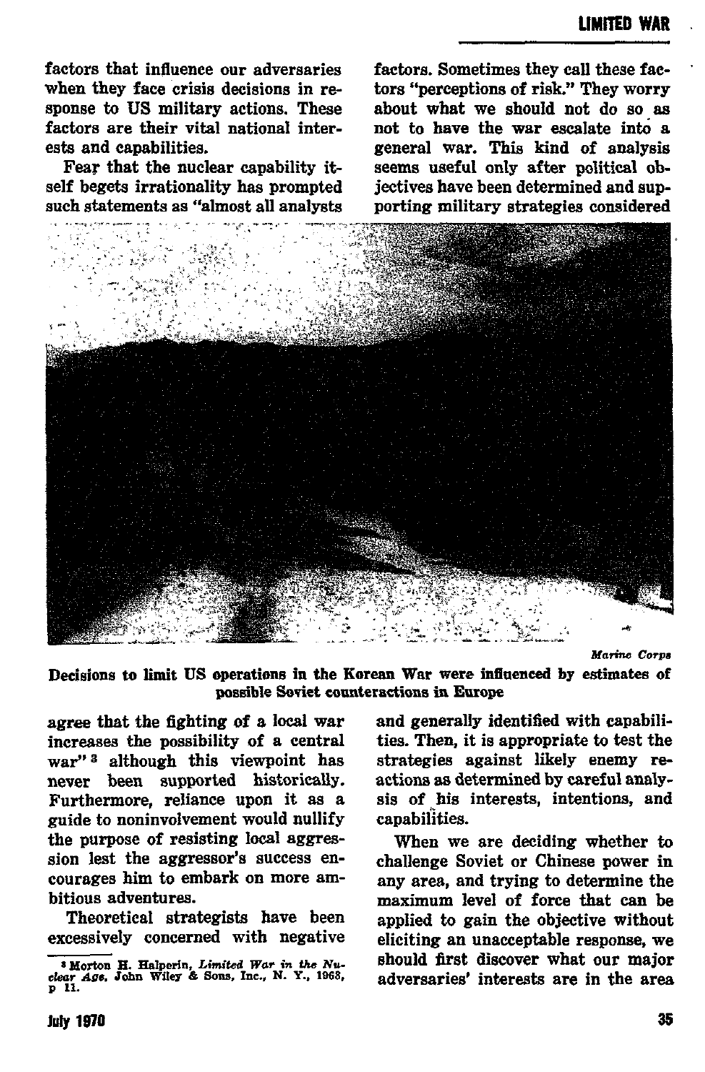factors that influence our adversaries when they face crisis decisions in response to US military actions. These factors are their vital national interests and capabilities.

Fear that the nuclear capability itself begets irrationality has prompted such statements as "almost all analysts agree that the fighting of a local war increases the possibility of a central war"[3] although this viewpoint has never been supported historically. Furthermore, reliance upon it as a guide to noninvolvement would nullify the purpose of resisting local aggression lest the aggressor's success encourages him to embark on more ambitious adventures.

Theoretical strategists have been excessively concerned with negative factors. Sometimes they call these factors "perceptions of risk." They worry about what we should not do so as not to have the war escalate into a general war. This kind of analysis seems useful only after political objectives have been determined and supporting military strategies considered and generally identified with capabilities. Then, it is appropriate to test the strategies against likely enemy reactions as determined by careful analysis of his interests, intentions, and capabilities.

When we are deciding whether to challenge Soviet or Chinese power in any area, and trying to determine the maximum level of force that can be applied to gain the objective without eliciting an unacceptable response, we should first discover what our major adversaries' interests are in the area

*Marine Corps*

**Decisions to limit US operations in the Korean War were influenced by estimates of possible Soviet counteractions in Europe**

[3] Morton H. Halperin, *Limited War in the Nuclear Age*, John Wiley & Sons, Inc., N. Y., 1963, p 11.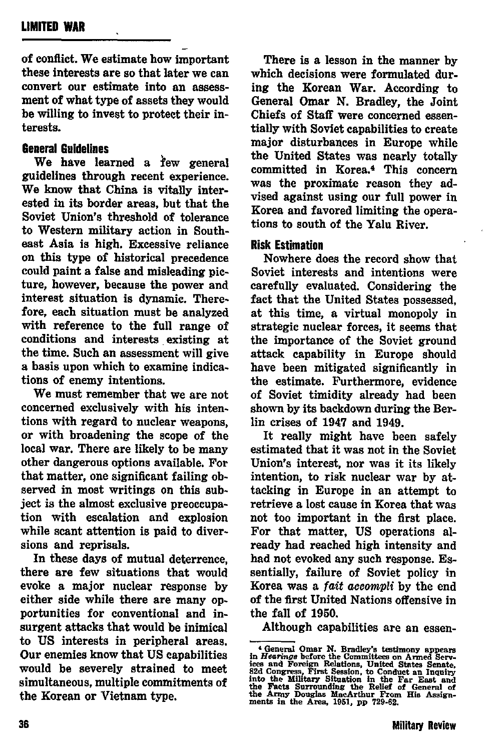of conflict. We estimate how important these interests are so that later we can convert our estimate into an assessment of what type of assets they would be willing to invest to protect their interests.

### General Guidelines

We have learned a few general guidelines through recent experience. We know that China is vitally interested in its border areas, but that the Soviet Union's threshold of tolerance to Western military action in Southeast Asia is high. Excessive reliance on this type of historical precedence could paint a false and misleading picture, however, because the power and interest situation is dynamic. Therefore, each situation must be analyzed with reference to the full range of conditions and interests existing at the time. Such an assessment will give a basis upon which to examine indications of enemy intentions.

We must remember that we are not concerned exclusively with his intentions with regard to nuclear weapons, or with broadening the scope of the local war. There are likely to be many other dangerous options available. For that matter, one significant failing observed in most writings on this subject is the almost exclusive preoccupation with escalation and explosion while scant attention is paid to diversions and reprisals.

In these days of mutual deterrence, there are few situations that would evoke a major nuclear response by either side while there are many opportunities for conventional and insurgent attacks that would be inimical to US interests in peripheral areas. Our enemies know that US capabilities would be severely strained to meet simultaneous, multiple commitments of the Korean or Vietnam type.

There is a lesson in the manner by which decisions were formulated during the Korean War. According to General Omar N. Bradley, the Joint Chiefs of Staff were concerned essentially with Soviet capabilities to create major disturbances in Europe while the United States was nearly totally committed in Korea.[4] This concern was the proximate reason they advised against using our full power in Korea and favored limiting the operations to south of the Yalu River.

### Risk Estimation

Nowhere does the record show that Soviet interests and intentions were carefully evaluated. Considering the fact that the United States possessed, at this time, a virtual monopoly in strategic nuclear forces, it seems that the importance of the Soviet ground attack capability in Europe should have been mitigated significantly in the estimate. Furthermore, evidence of Soviet timidity already had been shown by its backdown during the Berlin crises of 1947 and 1949.

It really might have been safely estimated that it was not in the Soviet Union's interest, nor was it its likely intention, to risk nuclear war by attacking in Europe in an attempt to retrieve a lost cause in Korea that was not too important in the first place. For that matter, US operations already had reached high intensity and had not evoked any such response. Essentially, failure of Soviet policy in Korea was a *fait accompli* by the end of the first United Nations offensive in the fall of 1950.

Although capabilities are an essen-

---

[4] General Omar N. Bradley's testimony appears in *Hearings* before the Committees on Armed Services and Foreign Relations, United States Senate, 82d Congress, First Session, to Conduct an Inquiry into the Military Situation in the Far East and the Facts Surrounding the Relief of General of the Army Douglas MacArthur From His Assignments in the Area, 1951, pp 729-62.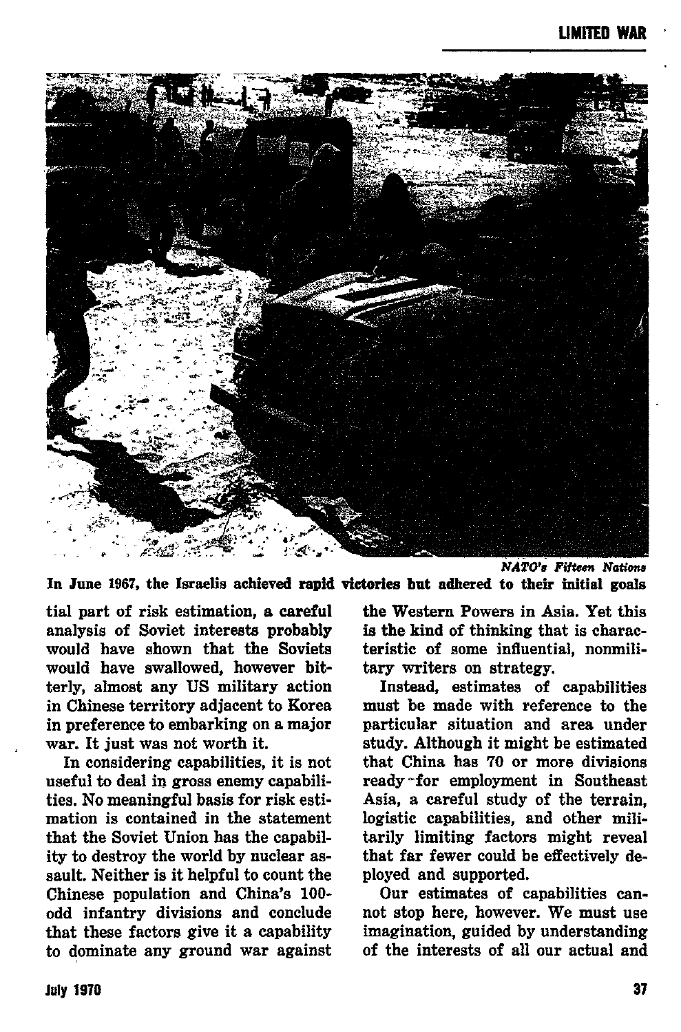*NATO's Fifteen Nations*

**In June 1967, the Israelis achieved rapid victories but adhered to their initial goals**

tial part of risk estimation, a careful analysis of Soviet interests probably would have shown that the Soviets would have swallowed, however bitterly, almost any US military action in Chinese territory adjacent to Korea in preference to embarking on a major war. It just was not worth it.

In considering capabilities, it is not useful to deal in gross enemy capabilities. No meaningful basis for risk estimation is contained in the statement that the Soviet Union has the capability to destroy the world by nuclear assault. Neither is it helpful to count the Chinese population and China's 100-odd infantry divisions and conclude that these factors give it a capability to dominate any ground war against the Western Powers in Asia. Yet this is the kind of thinking that is characteristic of some influential, nonmilitary writers on strategy.

Instead, estimates of capabilities must be made with reference to the particular situation and area under study. Although it might be estimated that China has 70 or more divisions ready for employment in Southeast Asia, a careful study of the terrain, logistic capabilities, and other militarily limiting factors might reveal that far fewer could be effectively deployed and supported.

Our estimates of capabilities cannot stop here, however. We must use imagination, guided by understanding of the interests of all our actual and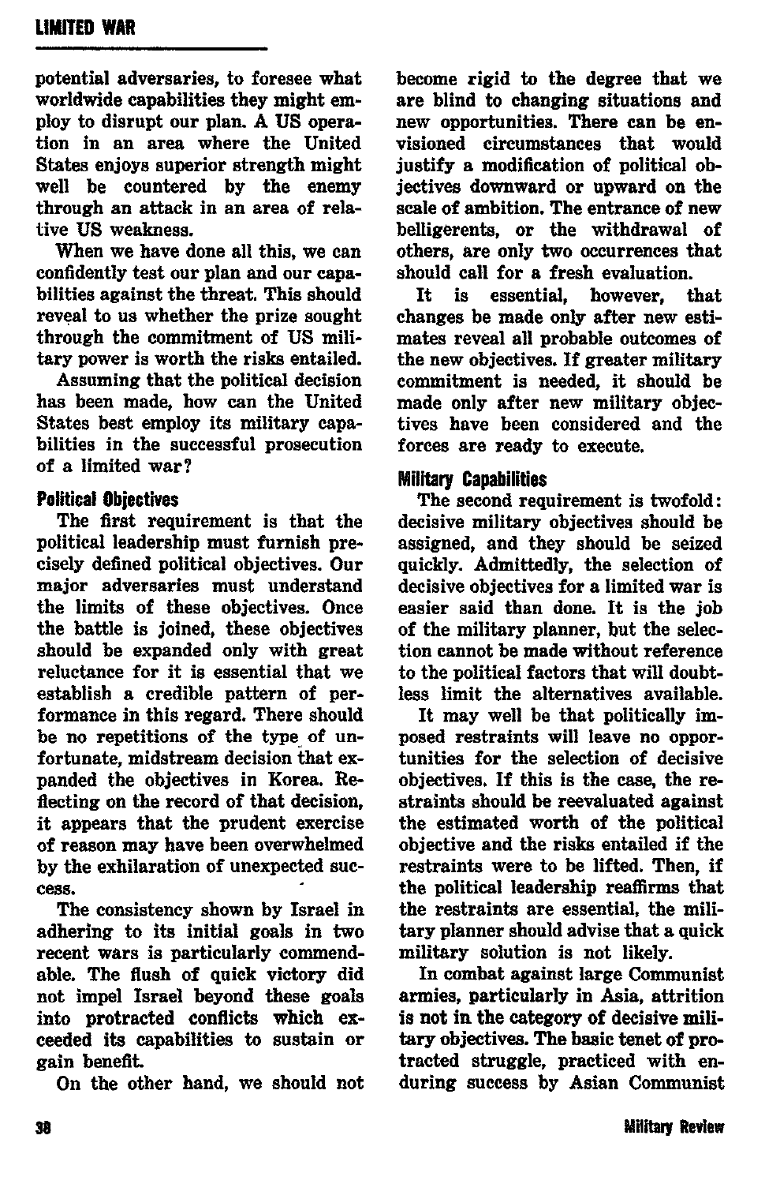potential adversaries, to foresee what worldwide capabilities they might employ to disrupt our plan. A US operation in an area where the United States enjoys superior strength might well be countered by the enemy through an attack in an area of relative US weakness.

When we have done all this, we can confidently test our plan and our capabilities against the threat. This should reveal to us whether the prize sought through the commitment of US military power is worth the risks entailed.

Assuming that the political decision has been made, how can the United States best employ its military capabilities in the successful prosecution of a limited war?

### Political Objectives

The first requirement is that the political leadership must furnish precisely defined political objectives. Our major adversaries must understand the limits of these objectives. Once the battle is joined, these objectives should be expanded only with great reluctance for it is essential that we establish a credible pattern of performance in this regard. There should be no repetitions of the type of unfortunate, midstream decision that expanded the objectives in Korea. Reflecting on the record of that decision, it appears that the prudent exercise of reason may have been overwhelmed by the exhilaration of unexpected success.

The consistency shown by Israel in adhering to its initial goals in two recent wars is particularly commendable. The flush of quick victory did not impel Israel beyond these goals into protracted conflicts which exceeded its capabilities to sustain or gain benefit.

On the other hand, we should not become rigid to the degree that we are blind to changing situations and new opportunities. There can be envisioned circumstances that would justify a modification of political objectives downward or upward on the scale of ambition. The entrance of new belligerents, or the withdrawal of others, are only two occurrences that should call for a fresh evaluation.

It is essential, however, that changes be made only after new estimates reveal all probable outcomes of the new objectives. If greater military commitment is needed, it should be made only after new military objectives have been considered and the forces are ready to execute.

### Military Capabilities

The second requirement is twofold: decisive military objectives should be assigned, and they should be seized quickly. Admittedly, the selection of decisive objectives for a limited war is easier said than done. It is the job of the military planner, but the selection cannot be made without reference to the political factors that will doubtless limit the alternatives available.

It may well be that politically imposed restraints will leave no opportunities for the selection of decisive objectives. If this is the case, the restraints should be reevaluated against the estimated worth of the political objective and the risks entailed if the restraints were to be lifted. Then, if the political leadership reaffirms that the restraints are essential, the military planner should advise that a quick military solution is not likely.

In combat against large Communist armies, particularly in Asia, attrition is not in the category of decisive military objectives. The basic tenet of protracted struggle, practiced with enduring success by Asian Communist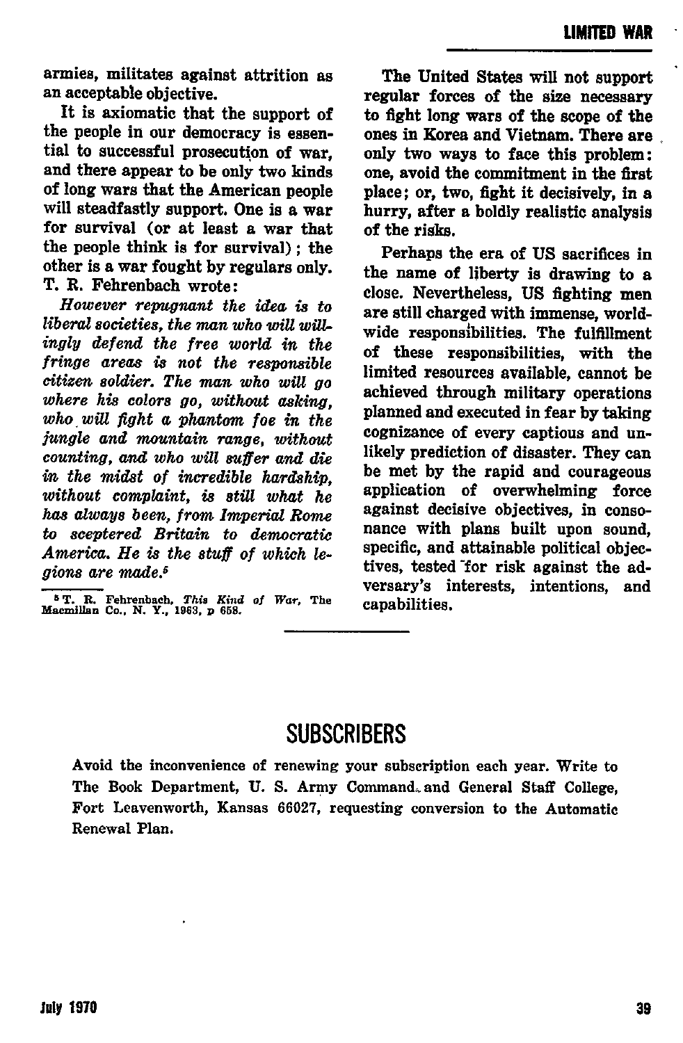armies, militates against attrition as an acceptable objective.

It is axiomatic that the support of the people in our democracy is essential to successful prosecution of war, and there appear to be only two kinds of long wars that the American people will steadfastly support. One is a war for survival (or at least a war that the people think is for survival); the other is a war fought by regulars only. T. R. Fehrenbach wrote:

*However repugnant the idea is to liberal societies, the man who will willingly defend the free world in the fringe areas is not the responsible citizen soldier. The man who will go where his colors go, without asking, who will fight a phantom foe in the jungle and mountain range, without counting, and who will suffer and die in the midst of incredible hardship, without complaint, is still what he has always been, from Imperial Rome to sceptered Britain to democratic America. He is the stuff of which legions are made.*[5]

[5] T. R. Fehrenbach, *This Kind of War*, The Macmillan Co., N. Y., 1963, p 658.

The United States will not support regular forces of the size necessary to fight long wars of the scope of the ones in Korea and Vietnam. There are only two ways to face this problem: one, avoid the commitment in the first place; or, two, fight it decisively, in a hurry, after a boldly realistic analysis of the risks.

Perhaps the era of US sacrifices in the name of liberty is drawing to a close. Nevertheless, US fighting men are still charged with immense, worldwide responsibilities. The fulfillment of these responsibilities, with the limited resources available, cannot be achieved through military operations planned and executed in fear by taking cognizance of every captious and unlikely prediction of disaster. They can be met by the rapid and courageous application of overwhelming force against decisive objectives, in consonance with plans built upon sound, specific, and attainable political objectives, tested for risk against the adversary's interests, intentions, and capabilities.

## SUBSCRIBERS

Avoid the inconvenience of renewing your subscription each year. Write to The Book Department, U. S. Army Command and General Staff College, Fort Leavenworth, Kansas 66027, requesting conversion to the Automatic Renewal Plan.